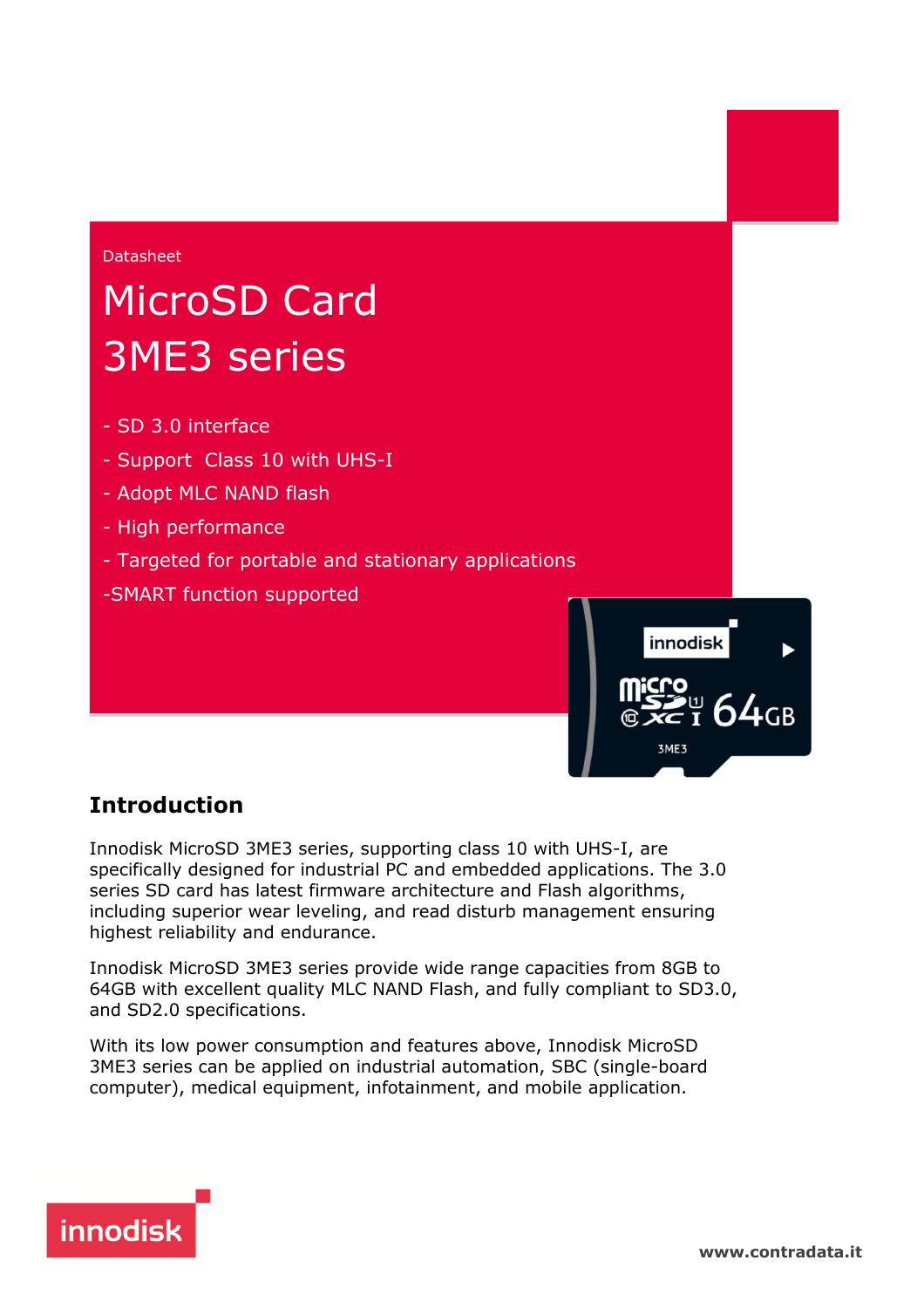Datasheet

# MicroSD Card 3ME3 series

- SD 3.0 interface
- Support  Class 10 with UHS-I
- Adopt MLC NAND flash
- High performance
- Targeted for portable and stationary applications
- SMART function supported

## Introduction

Innodisk MicroSD 3ME3 series, supporting class 10 with UHS-I, are specifically designed for industrial PC and embedded applications. The 3.0 series SD card has latest firmware architecture and Flash algorithms, including superior wear leveling, and read disturb management ensuring highest reliability and endurance.

Innodisk MicroSD 3ME3 series provide wide range capacities from 8GB to 64GB with excellent quality MLC NAND Flash, and fully compliant to SD3.0, and SD2.0 specifications.

With its low power consumption and features above, Innodisk MicroSD 3ME3 series can be applied on industrial automation, SBC (single-board computer), medical equipment, infotainment, and mobile application.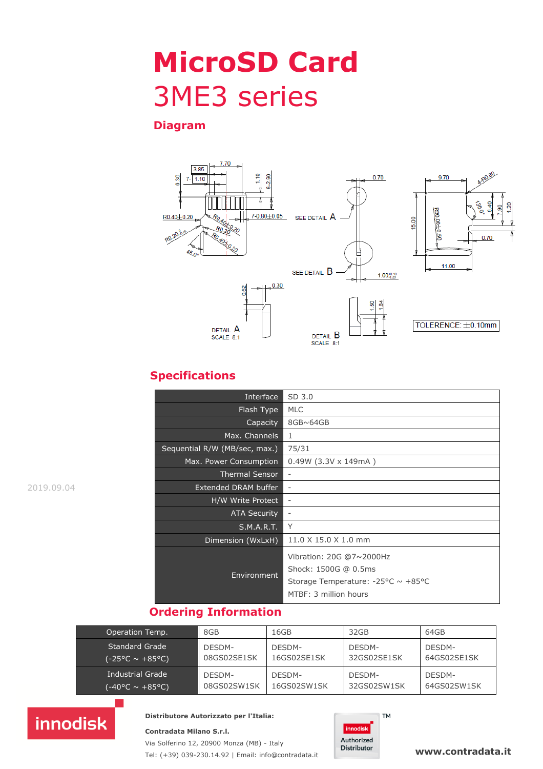# MicroSD Card

# 3ME3 series

## Diagram

7.70
3.85
7- 1.10
0.30
1.10
6-2.90
R0.40±0.20
R0.40±0.20
7-0.80±0.05
R0.20
R0.20
R0.40±0.20
45.0°
SEE DETAIL A
0.70
SEE DETAIL B
1.00
9.70
4-R0.80
15.00
R30.00±0.50
135.0°
0.40
7.90
1.20
0.70
11.00
0.52
0.30
DETAIL A
SCALE 8:1
1.50
1.84
DETAIL B
SCALE 8:1
TOLERENCE: ±0.10mm

## Specifications

| | |
|---|---|
| Interface | SD 3.0 |
| Flash Type | MLC |
| Capacity | 8GB~64GB |
| Max. Channels | 1 |
| Sequential R/W (MB/sec, max.) | 75/31 |
| Max. Power Consumption | 0.49W (3.3V x 149mA ) |
| Thermal Sensor | - |
| Extended DRAM buffer | - |
| H/W Write Protect | - |
| ATA Security | - |
| S.M.A.R.T. | Y |
| Dimension (WxLxH) | 11.0 X 15.0 X 1.0 mm |
| Environment | Vibration: 20G @7~2000Hz<br>Shock: 1500G @ 0.5ms<br>Storage Temperature: -25°C ~ +85°C<br>MTBF: 3 million hours |

2019.09.04

## Ordering Information

| Operation Temp. | 8GB | 16GB | 32GB | 64GB |
|---|---|---|---|---|
| Standard Grade (-25°C ~ +85°C) | DESDM-08GS02SE1SK | DESDM-16GS02SE1SK | DESDM-32GS02SE1SK | DESDM-64GS02SE1SK |
| Industrial Grade (-40°C ~ +85°C) | DESDM-08GS02SW1SK | DESDM-16GS02SW1SK | DESDM-32GS02SW1SK | DESDM-64GS02SW1SK |

innodisk

**Distributore Autorizzato per l'Italia:**

**Contradata Milano S.r.l.**
Via Solferino 12, 20900 Monza (MB) - Italy
Tel: (+39) 039-230.14.92 | Email: info@contradata.it

innodisk Authorized Distributor ™

**www.contradata.it**